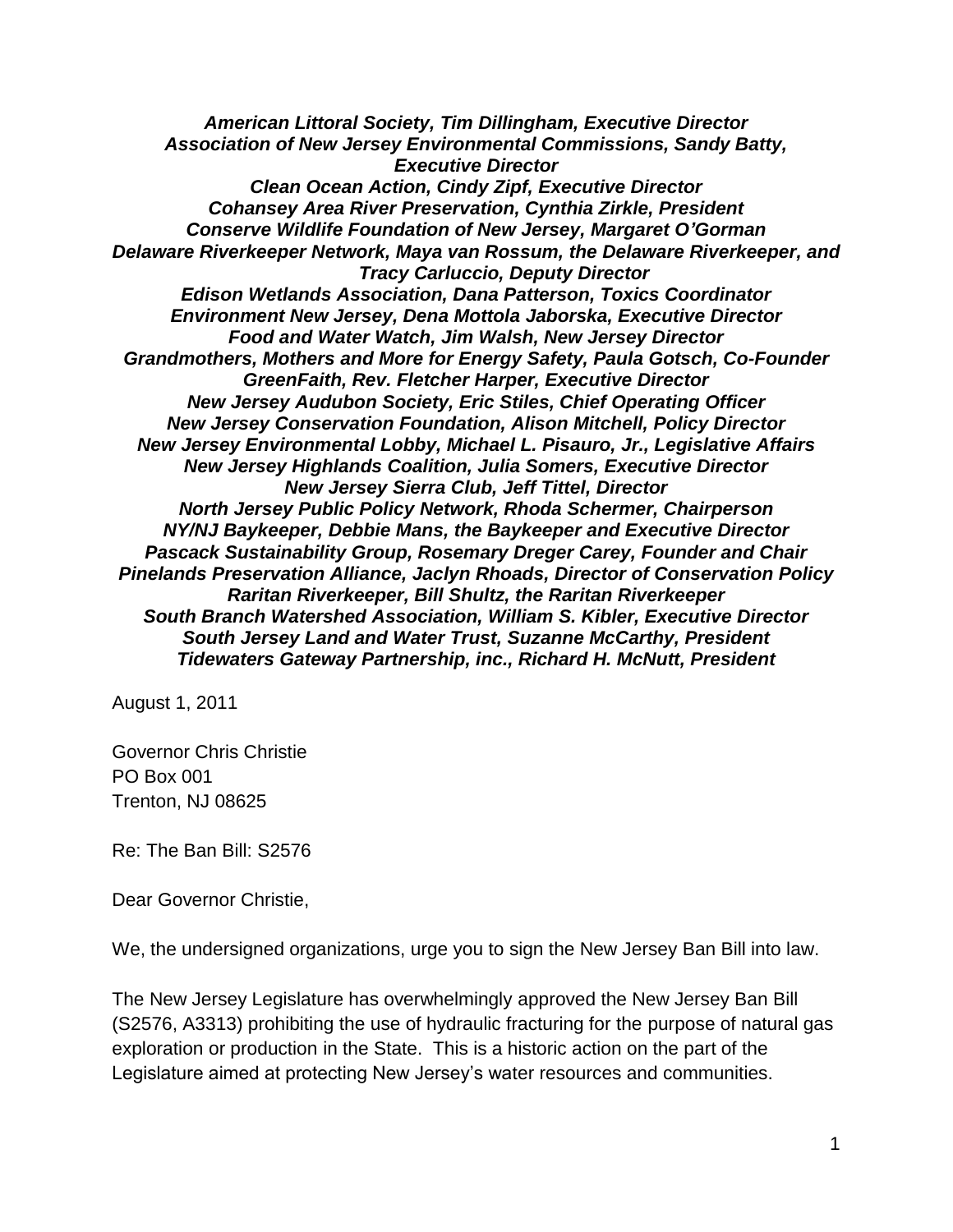***American Littoral Society, Tim Dillingham, Executive Director***
***Association of New Jersey Environmental Commissions, Sandy Batty, Executive Director***
***Clean Ocean Action, Cindy Zipf, Executive Director***
***Cohansey Area River Preservation, Cynthia Zirkle, President***
***Conserve Wildlife Foundation of New Jersey, Margaret O'Gorman***
***Delaware Riverkeeper Network, Maya van Rossum, the Delaware Riverkeeper, and Tracy Carluccio, Deputy Director***
***Edison Wetlands Association, Dana Patterson, Toxics Coordinator***
***Environment New Jersey, Dena Mottola Jaborska, Executive Director***
***Food and Water Watch, Jim Walsh, New Jersey Director***
***Grandmothers, Mothers and More for Energy Safety, Paula Gotsch, Co-Founder***
***GreenFaith, Rev. Fletcher Harper, Executive Director***
***New Jersey Audubon Society, Eric Stiles, Chief Operating Officer***
***New Jersey Conservation Foundation, Alison Mitchell, Policy Director***
***New Jersey Environmental Lobby, Michael L. Pisauro, Jr., Legislative Affairs***
***New Jersey Highlands Coalition, Julia Somers, Executive Director***
***New Jersey Sierra Club, Jeff Tittel, Director***
***North Jersey Public Policy Network, Rhoda Schermer, Chairperson***
***NY/NJ Baykeeper, Debbie Mans, the Baykeeper and Executive Director***
***Pascack Sustainability Group, Rosemary Dreger Carey, Founder and Chair***
***Pinelands Preservation Alliance, Jaclyn Rhoads, Director of Conservation Policy***
***Raritan Riverkeeper, Bill Shultz, the Raritan Riverkeeper***
***South Branch Watershed Association, William S. Kibler, Executive Director***
***South Jersey Land and Water Trust, Suzanne McCarthy, President***
***Tidewaters Gateway Partnership, inc., Richard H. McNutt, President***

August 1, 2011

Governor Chris Christie
PO Box 001
Trenton, NJ 08625

Re: The Ban Bill: S2576

Dear Governor Christie,

We, the undersigned organizations, urge you to sign the New Jersey Ban Bill into law.

The New Jersey Legislature has overwhelmingly approved the New Jersey Ban Bill (S2576, A3313) prohibiting the use of hydraulic fracturing for the purpose of natural gas exploration or production in the State. This is a historic action on the part of the Legislature aimed at protecting New Jersey's water resources and communities.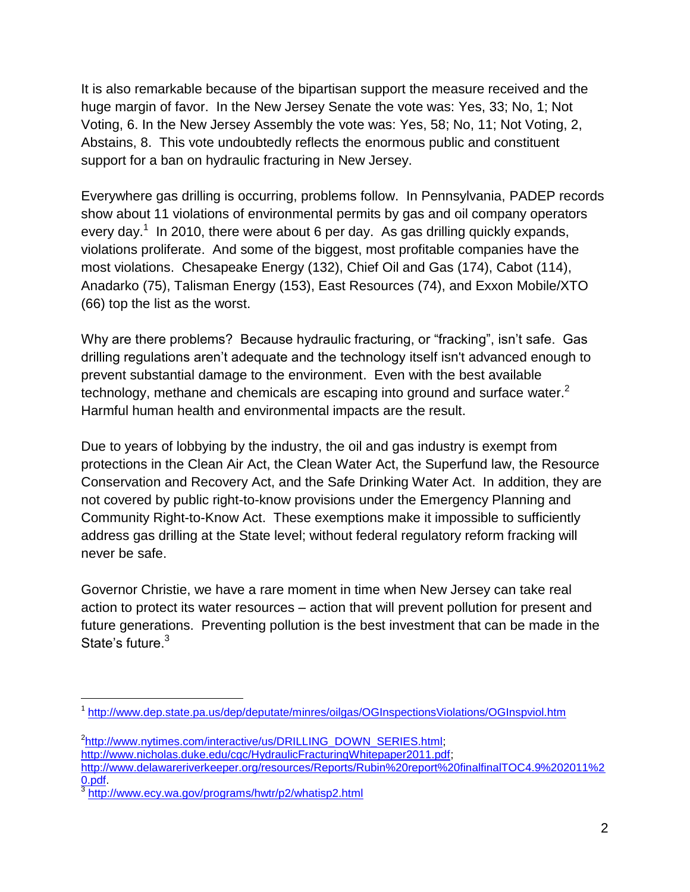It is also remarkable because of the bipartisan support the measure received and the huge margin of favor. In the New Jersey Senate the vote was: Yes, 33; No, 1; Not Voting, 6. In the New Jersey Assembly the vote was: Yes, 58; No, 11; Not Voting, 2, Abstains, 8. This vote undoubtedly reflects the enormous public and constituent support for a ban on hydraulic fracturing in New Jersey.

Everywhere gas drilling is occurring, problems follow. In Pennsylvania, PADEP records show about 11 violations of environmental permits by gas and oil company operators every day.[1] In 2010, there were about 6 per day. As gas drilling quickly expands, violations proliferate. And some of the biggest, most profitable companies have the most violations. Chesapeake Energy (132), Chief Oil and Gas (174), Cabot (114), Anadarko (75), Talisman Energy (153), East Resources (74), and Exxon Mobile/XTO (66) top the list as the worst.

Why are there problems? Because hydraulic fracturing, or "fracking", isn't safe. Gas drilling regulations aren't adequate and the technology itself isn't advanced enough to prevent substantial damage to the environment. Even with the best available technology, methane and chemicals are escaping into ground and surface water.[2] Harmful human health and environmental impacts are the result.

Due to years of lobbying by the industry, the oil and gas industry is exempt from protections in the Clean Air Act, the Clean Water Act, the Superfund law, the Resource Conservation and Recovery Act, and the Safe Drinking Water Act. In addition, they are not covered by public right-to-know provisions under the Emergency Planning and Community Right-to-Know Act. These exemptions make it impossible to sufficiently address gas drilling at the State level; without federal regulatory reform fracking will never be safe.

Governor Christie, we have a rare moment in time when New Jersey can take real action to protect its water resources – action that will prevent pollution for present and future generations. Preventing pollution is the best investment that can be made in the State's future.[3]

---

[1] http://www.dep.state.pa.us/dep/deputate/minres/oilgas/OGInspectionsViolations/OGInspviol.htm

[2] http://www.nytimes.com/interactive/us/DRILLING_DOWN_SERIES.html; http://www.nicholas.duke.edu/cgc/HydraulicFracturingWhitepaper2011.pdf; http://www.delawareriverkeeper.org/resources/Reports/Rubin%20report%20finalfinalTOC4.9%202011%20.pdf.

[3] http://www.ecy.wa.gov/programs/hwtr/p2/whatisp2.html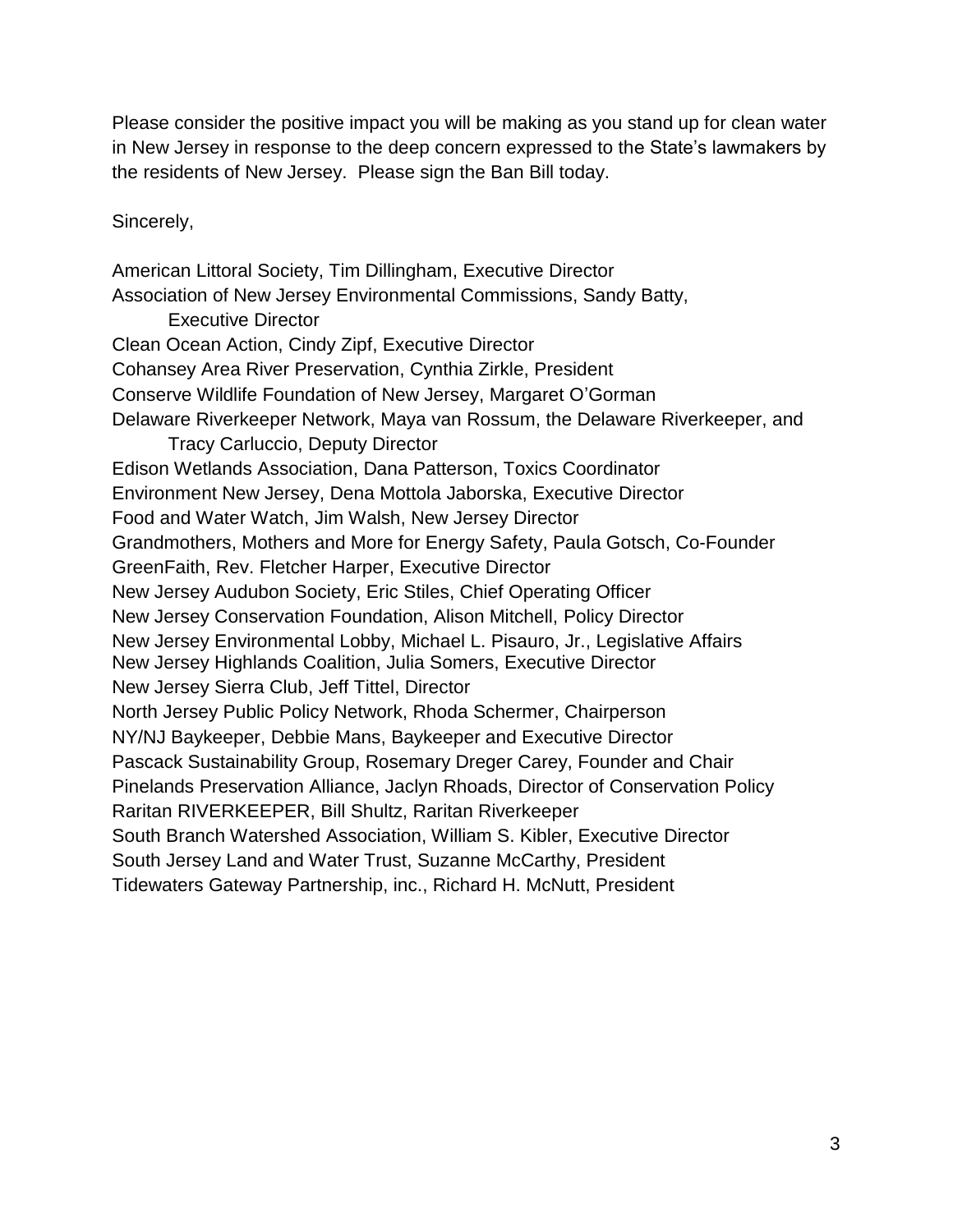Please consider the positive impact you will be making as you stand up for clean water in New Jersey in response to the deep concern expressed to the State's lawmakers by the residents of New Jersey. Please sign the Ban Bill today.

Sincerely,

American Littoral Society, Tim Dillingham, Executive Director
Association of New Jersey Environmental Commissions, Sandy Batty, Executive Director
Clean Ocean Action, Cindy Zipf, Executive Director
Cohansey Area River Preservation, Cynthia Zirkle, President
Conserve Wildlife Foundation of New Jersey, Margaret O'Gorman
Delaware Riverkeeper Network, Maya van Rossum, the Delaware Riverkeeper, and Tracy Carluccio, Deputy Director
Edison Wetlands Association, Dana Patterson, Toxics Coordinator
Environment New Jersey, Dena Mottola Jaborska, Executive Director
Food and Water Watch, Jim Walsh, New Jersey Director
Grandmothers, Mothers and More for Energy Safety, Paula Gotsch, Co-Founder
GreenFaith, Rev. Fletcher Harper, Executive Director
New Jersey Audubon Society, Eric Stiles, Chief Operating Officer
New Jersey Conservation Foundation, Alison Mitchell, Policy Director
New Jersey Environmental Lobby, Michael L. Pisauro, Jr., Legislative Affairs
New Jersey Highlands Coalition, Julia Somers, Executive Director
New Jersey Sierra Club, Jeff Tittel, Director
North Jersey Public Policy Network, Rhoda Schermer, Chairperson
NY/NJ Baykeeper, Debbie Mans, Baykeeper and Executive Director
Pascack Sustainability Group, Rosemary Dreger Carey, Founder and Chair
Pinelands Preservation Alliance, Jaclyn Rhoads, Director of Conservation Policy
Raritan RIVERKEEPER, Bill Shultz, Raritan Riverkeeper
South Branch Watershed Association, William S. Kibler, Executive Director
South Jersey Land and Water Trust, Suzanne McCarthy, President
Tidewaters Gateway Partnership, inc., Richard H. McNutt, President